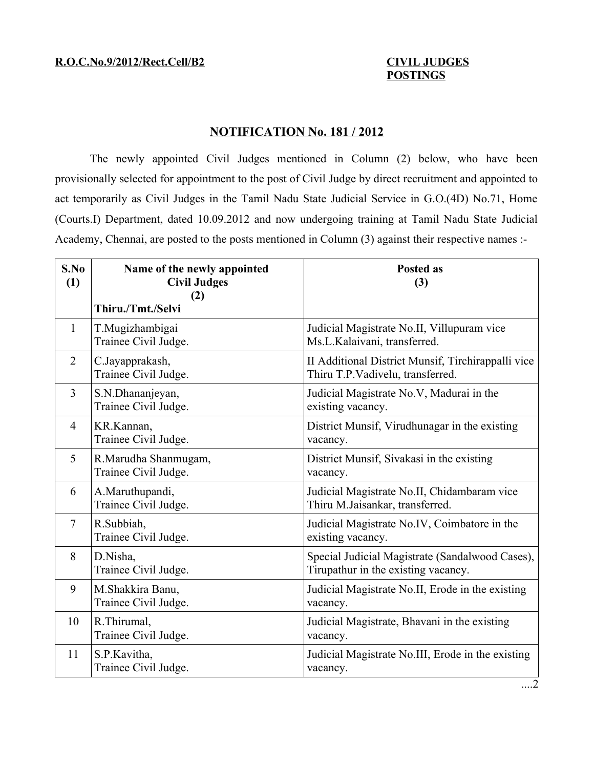**R.O.C.No.9/2012/Rect.Cell/B2**

**CIVIL JUDGES POSTINGS**

## NOTIFICATION No. 181 / 2012

The newly appointed Civil Judges mentioned in Column (2) below, who have been provisionally selected for appointment to the post of Civil Judge by direct recruitment and appointed to act temporarily as Civil Judges in the Tamil Nadu State Judicial Service in G.O.(4D) No.71, Home (Courts.I) Department, dated 10.09.2012 and now undergoing training at Tamil Nadu State Judicial Academy, Chennai, are posted to the posts mentioned in Column (3) against their respective names :-

| S.No (1) | Name of the newly appointed Civil Judges (2) Thiru./Tmt./Selvi | Posted as (3) |
|---|---|---|
| 1 | T.Mugizhambigai Trainee Civil Judge. | Judicial Magistrate No.II, Villupuram vice Ms.L.Kalaivani, transferred. |
| 2 | C.Jayapprakash, Trainee Civil Judge. | II Additional District Munsif, Tirchirappalli vice Thiru T.P.Vadivelu, transferred. |
| 3 | S.N.Dhananjeyan, Trainee Civil Judge. | Judicial Magistrate No.V, Madurai in the existing vacancy. |
| 4 | KR.Kannan, Trainee Civil Judge. | District Munsif, Virudhunagar in the existing vacancy. |
| 5 | R.Marudha Shanmugam, Trainee Civil Judge. | District Munsif, Sivakasi in the existing vacancy. |
| 6 | A.Maruthupandi, Trainee Civil Judge. | Judicial Magistrate No.II, Chidambaram vice Thiru M.Jaisankar, transferred. |
| 7 | R.Subbiah, Trainee Civil Judge. | Judicial Magistrate No.IV, Coimbatore in the existing vacancy. |
| 8 | D.Nisha, Trainee Civil Judge. | Special Judicial Magistrate (Sandalwood Cases), Tirupathur in the existing vacancy. |
| 9 | M.Shakkira Banu, Trainee Civil Judge. | Judicial Magistrate No.II, Erode in the existing vacancy. |
| 10 | R.Thirumal, Trainee Civil Judge. | Judicial Magistrate, Bhavani in the existing vacancy. |
| 11 | S.P.Kavitha, Trainee Civil Judge. | Judicial Magistrate No.III, Erode in the existing vacancy. |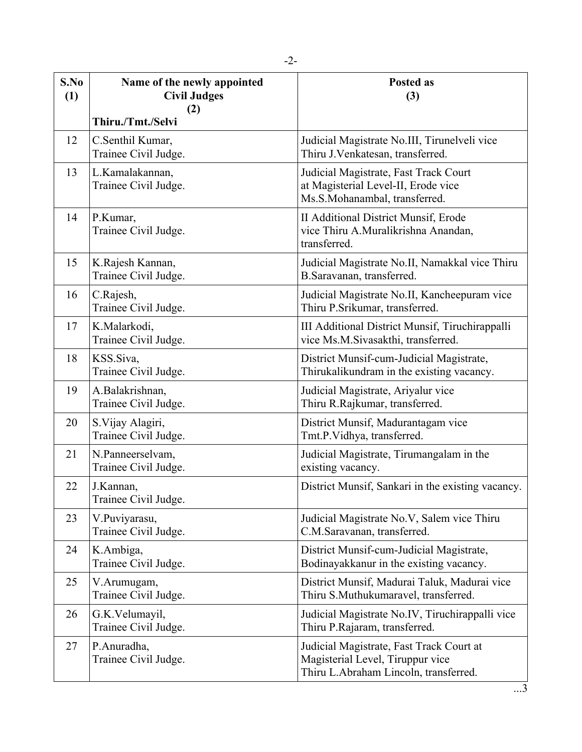| S.No (1) | Name of the newly appointed Civil Judges (2) Thiru./Tmt./Selvi | Posted as (3) |
|---|---|---|
| 12 | C.Senthil Kumar, Trainee Civil Judge. | Judicial Magistrate No.III, Tirunelveli vice Thiru J.Venkatesan, transferred. |
| 13 | L.Kamalakannan, Trainee Civil Judge. | Judicial Magistrate, Fast Track Court at Magisterial Level-II, Erode vice Ms.S.Mohanambal, transferred. |
| 14 | P.Kumar, Trainee Civil Judge. | II Additional District Munsif, Erode vice Thiru A.Muralikrishna Anandan, transferred. |
| 15 | K.Rajesh Kannan, Trainee Civil Judge. | Judicial Magistrate No.II, Namakkal vice Thiru B.Saravanan, transferred. |
| 16 | C.Rajesh, Trainee Civil Judge. | Judicial Magistrate No.II, Kancheepuram vice Thiru P.Srikumar, transferred. |
| 17 | K.Malarkodi, Trainee Civil Judge. | III Additional District Munsif, Tiruchirappalli vice Ms.M.Sivasakthi, transferred. |
| 18 | KSS.Siva, Trainee Civil Judge. | District Munsif-cum-Judicial Magistrate, Thirukalikundram in the existing vacancy. |
| 19 | A.Balakrishnan, Trainee Civil Judge. | Judicial Magistrate, Ariyalur vice Thiru R.Rajkumar, transferred. |
| 20 | S.Vijay Alagiri, Trainee Civil Judge. | District Munsif, Madurantagam vice Tmt.P.Vidhya, transferred. |
| 21 | N.Panneerselvam, Trainee Civil Judge. | Judicial Magistrate, Tirumangalam in the existing vacancy. |
| 22 | J.Kannan, Trainee Civil Judge. | District Munsif, Sankari in the existing vacancy. |
| 23 | V.Puviyarasu, Trainee Civil Judge. | Judicial Magistrate No.V, Salem vice Thiru C.M.Saravanan, transferred. |
| 24 | K.Ambiga, Trainee Civil Judge. | District Munsif-cum-Judicial Magistrate, Bodinayakkanur in the existing vacancy. |
| 25 | V.Arumugam, Trainee Civil Judge. | District Munsif, Madurai Taluk, Madurai vice Thiru S.Muthukumaravel, transferred. |
| 26 | G.K.Velumayil, Trainee Civil Judge. | Judicial Magistrate No.IV, Tiruchirappalli vice Thiru P.Rajaram, transferred. |
| 27 | P.Anuradha, Trainee Civil Judge. | Judicial Magistrate, Fast Track Court at Magisterial Level, Tiruppur vice Thiru L.Abraham Lincoln, transferred. |

...3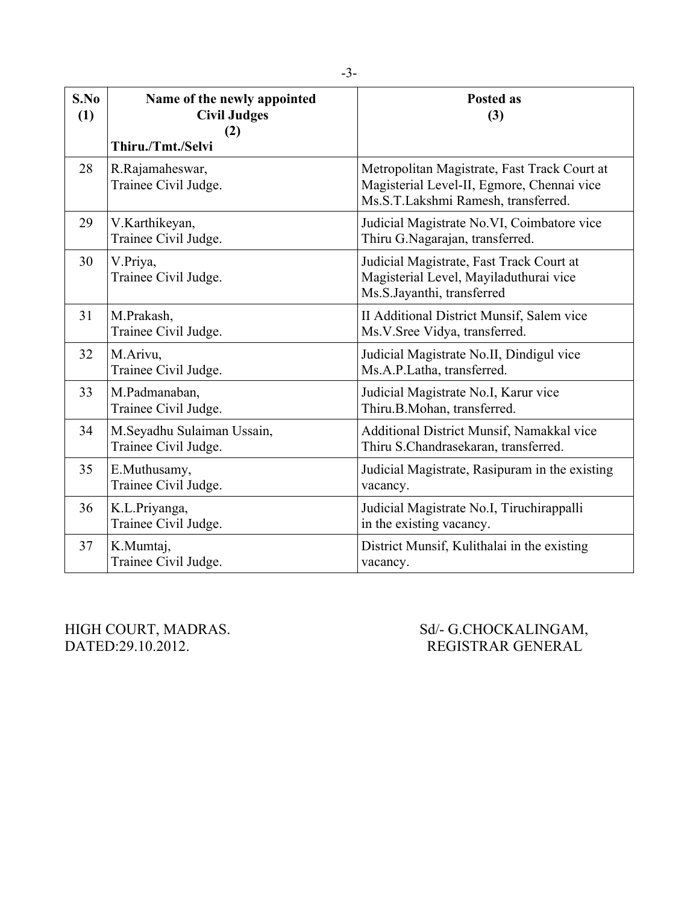| S.No (1) | Name of the newly appointed Civil Judges (2) Thiru./Tmt./Selvi | Posted as (3) |
|---|---|---|
| 28 | R.Rajamaheswar, Trainee Civil Judge. | Metropolitan Magistrate, Fast Track Court at Magisterial Level-II, Egmore, Chennai vice Ms.S.T.Lakshmi Ramesh, transferred. |
| 29 | V.Karthikeyan, Trainee Civil Judge. | Judicial Magistrate No.VI, Coimbatore vice Thiru G.Nagarajan, transferred. |
| 30 | V.Priya, Trainee Civil Judge. | Judicial Magistrate, Fast Track Court at Magisterial Level, Mayiladuthurai vice Ms.S.Jayanthi, transferred |
| 31 | M.Prakash, Trainee Civil Judge. | II Additional District Munsif, Salem vice Ms.V.Sree Vidya, transferred. |
| 32 | M.Arivu, Trainee Civil Judge. | Judicial Magistrate No.II, Dindigul vice Ms.A.P.Latha, transferred. |
| 33 | M.Padmanaban, Trainee Civil Judge. | Judicial Magistrate No.I, Karur vice Thiru.B.Mohan, transferred. |
| 34 | M.Seyadhu Sulaiman Ussain, Trainee Civil Judge. | Additional District Munsif, Namakkal vice Thiru S.Chandrasekaran, transferred. |
| 35 | E.Muthusamy, Trainee Civil Judge. | Judicial Magistrate, Rasipuram in the existing vacancy. |
| 36 | K.L.Priyanga, Trainee Civil Judge. | Judicial Magistrate No.I, Tiruchirappalli in the existing vacancy. |
| 37 | K.Mumtaj, Trainee Civil Judge. | District Munsif, Kulithalai in the existing vacancy. |

HIGH COURT, MADRAS.
DATED:29.10.2012.

Sd/- G.CHOCKALINGAM,
REGISTRAR GENERAL